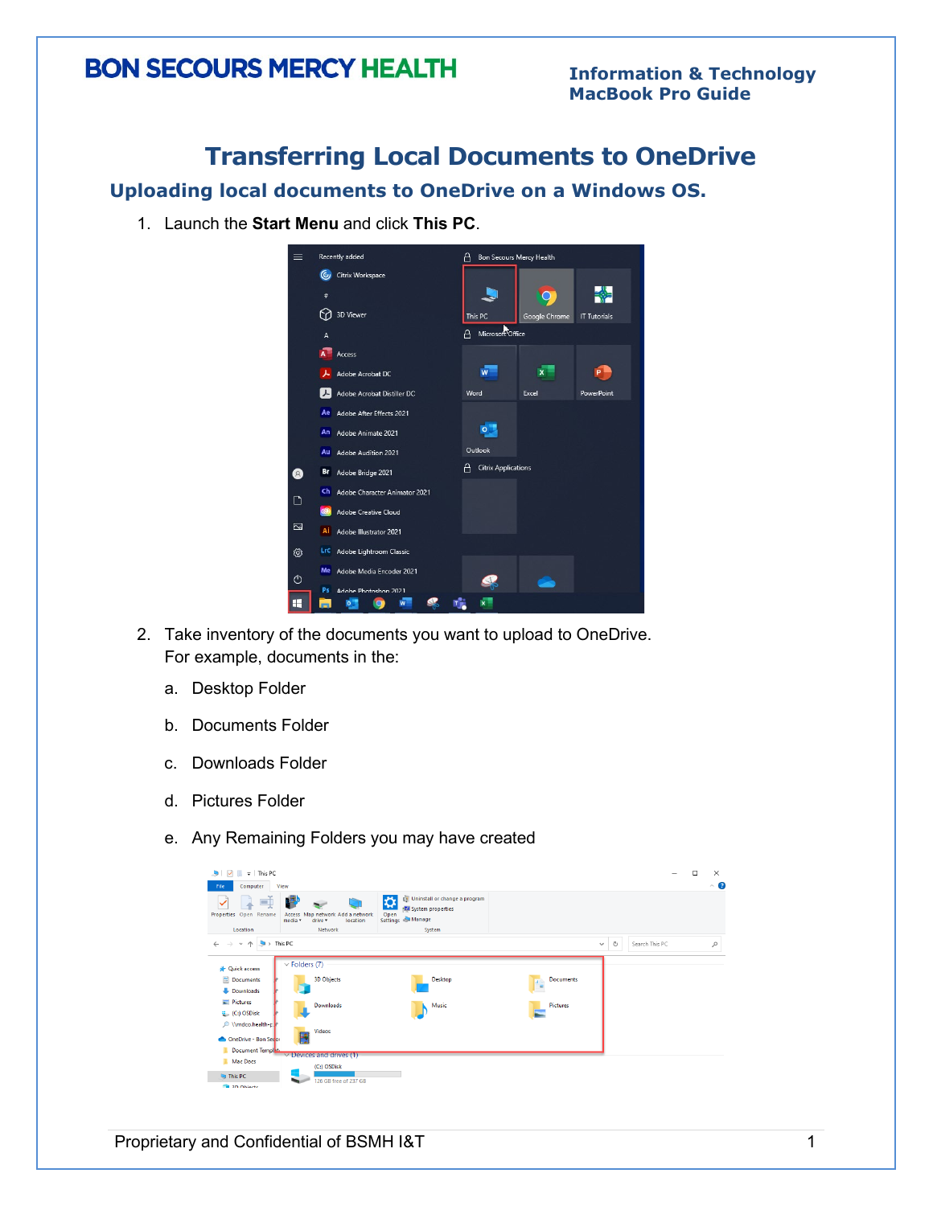BON SECOURS MERCY HEALTH

**Information & Technology**
**MacBook Pro Guide**

# Transferring Local Documents to OneDrive

## Uploading local documents to OneDrive on a Windows OS.

1. Launch the **Start Menu** and click **This PC**.

2. Take inventory of the documents you want to upload to OneDrive. For example, documents in the:

   a. Desktop Folder

   b. Documents Folder

   c. Downloads Folder

   d. Pictures Folder

   e. Any Remaining Folders you may have created

Proprietary and Confidential of BSMH I&T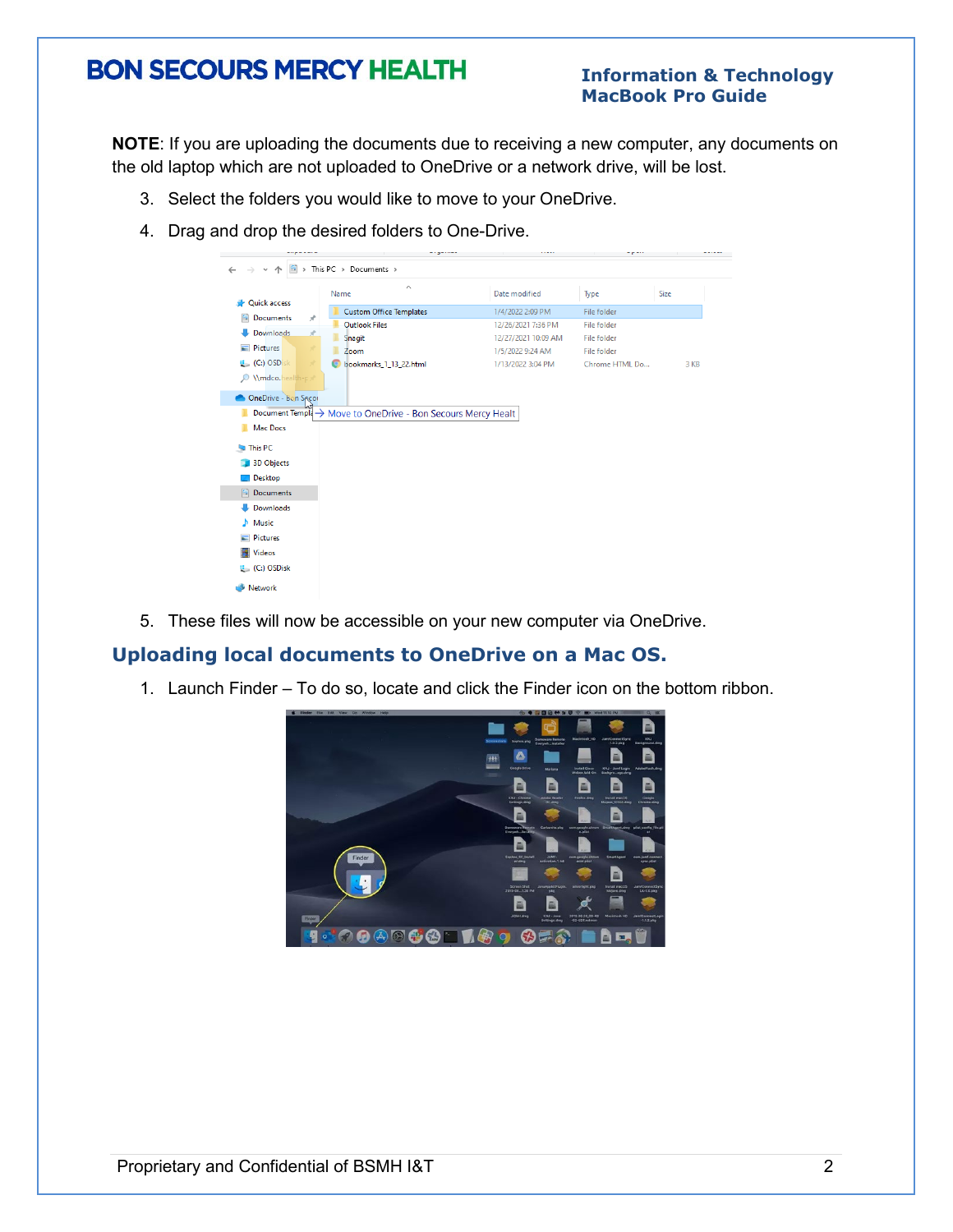**NOTE**: If you are uploading the documents due to receiving a new computer, any documents on the old laptop which are not uploaded to OneDrive or a network drive, will be lost.

3. Select the folders you would like to move to your OneDrive.
4. Drag and drop the desired folders to One-Drive.

5. These files will now be accessible on your new computer via OneDrive.

## Uploading local documents to OneDrive on a Mac OS.

1. Launch Finder – To do so, locate and click the Finder icon on the bottom ribbon.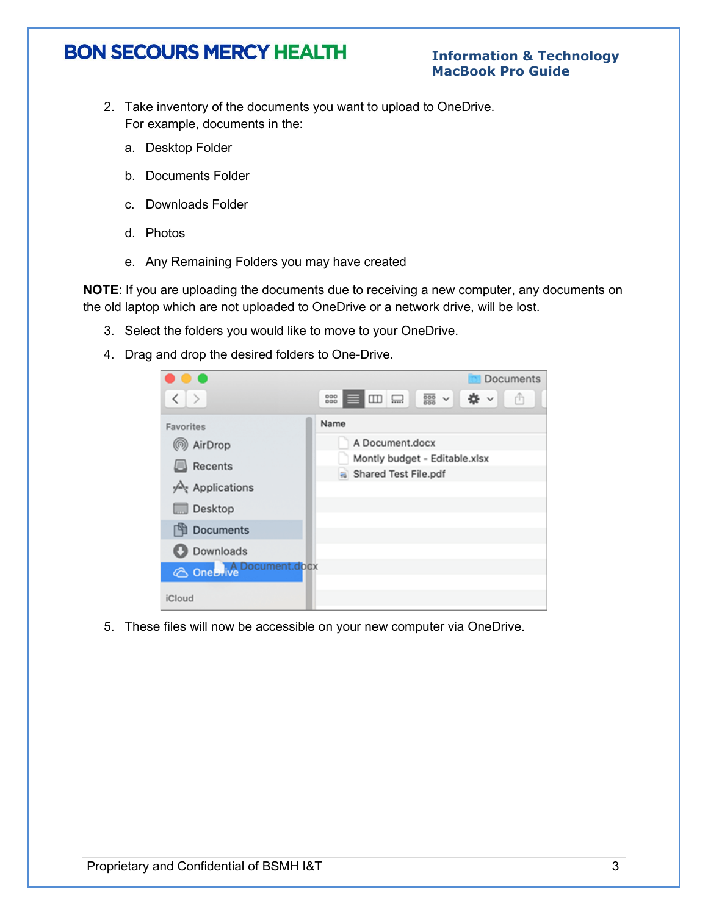2. Take inventory of the documents you want to upload to OneDrive.
   For example, documents in the:

   a. Desktop Folder

   b. Documents Folder

   c. Downloads Folder

   d. Photos

   e. Any Remaining Folders you may have created

**NOTE**: If you are uploading the documents due to receiving a new computer, any documents on the old laptop which are not uploaded to OneDrive or a network drive, will be lost.

3. Select the folders you would like to move to your OneDrive.
4. Drag and drop the desired folders to One-Drive.

5. These files will now be accessible on your new computer via OneDrive.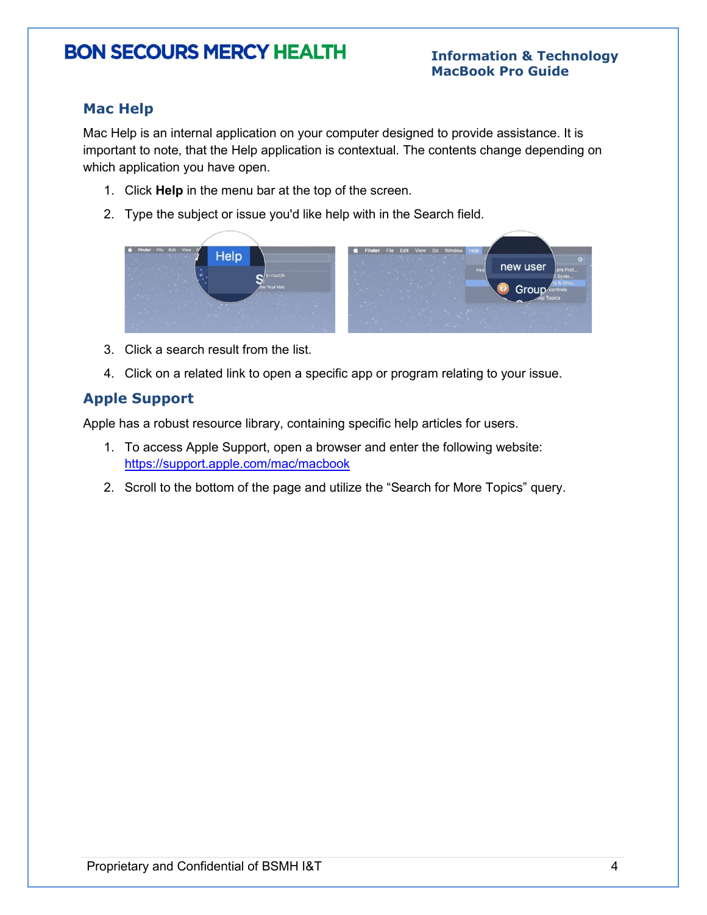## Mac Help

Mac Help is an internal application on your computer designed to provide assistance. It is important to note, that the Help application is contextual. The contents change depending on which application you have open.

1. Click **Help** in the menu bar at the top of the screen.
2. Type the subject or issue you'd like help with in the Search field.
3. Click a search result from the list.
4. Click on a related link to open a specific app or program relating to your issue.

## Apple Support

Apple has a robust resource library, containing specific help articles for users.

1. To access Apple Support, open a browser and enter the following website: [https://support.apple.com/mac/macbook](https://support.apple.com/mac/macbook)
2. Scroll to the bottom of the page and utilize the "Search for More Topics" query.